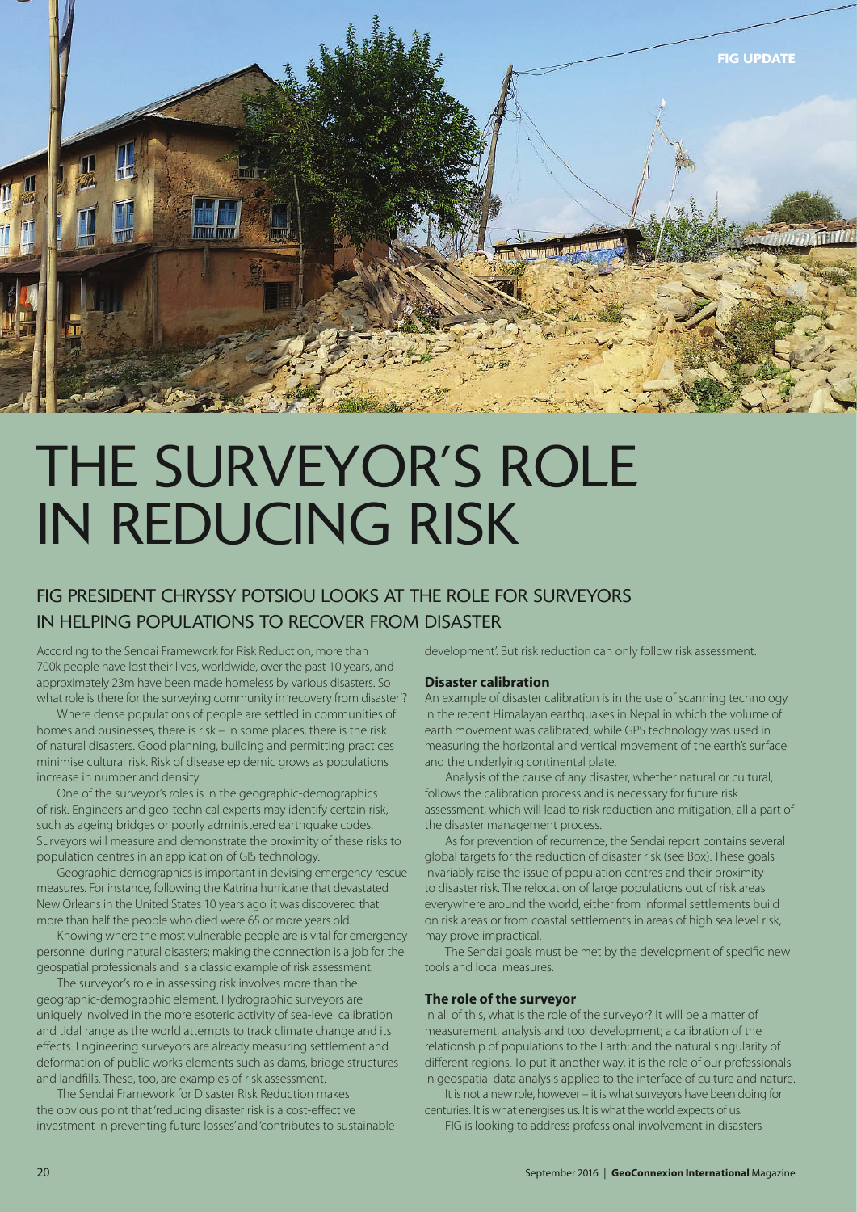FIG UPDATE

# THE SURVEYOR'S ROLE IN REDUCING RISK

## FIG PRESIDENT CHRYSSY POTSIOU LOOKS AT THE ROLE FOR SURVEYORS IN HELPING POPULATIONS TO RECOVER FROM DISASTER

According to the Sendai Framework for Risk Reduction, more than 700k people have lost their lives, worldwide, over the past 10 years, and approximately 23m have been made homeless by various disasters. So what role is there for the surveying community in 'recovery from disaster'?

Where dense populations of people are settled in communities of homes and businesses, there is risk – in some places, there is the risk of natural disasters. Good planning, building and permitting practices minimise cultural risk. Risk of disease epidemic grows as populations increase in number and density.

One of the surveyor's roles is in the geographic-demographics of risk. Engineers and geo-technical experts may identify certain risk, such as ageing bridges or poorly administered earthquake codes. Surveyors will measure and demonstrate the proximity of these risks to population centres in an application of GIS technology.

Geographic-demographics is important in devising emergency rescue measures. For instance, following the Katrina hurricane that devastated New Orleans in the United States 10 years ago, it was discovered that more than half the people who died were 65 or more years old.

Knowing where the most vulnerable people are is vital for emergency personnel during natural disasters; making the connection is a job for the geospatial professionals and is a classic example of risk assessment.

The surveyor's role in assessing risk involves more than the geographic-demographic element. Hydrographic surveyors are uniquely involved in the more esoteric activity of sea-level calibration and tidal range as the world attempts to track climate change and its effects. Engineering surveyors are already measuring settlement and deformation of public works elements such as dams, bridge structures and landfills. These, too, are examples of risk assessment.

The Sendai Framework for Disaster Risk Reduction makes the obvious point that 'reducing disaster risk is a cost-effective investment in preventing future losses' and 'contributes to sustainable development'. But risk reduction can only follow risk assessment.

**Disaster calibration**

An example of disaster calibration is in the use of scanning technology in the recent Himalayan earthquakes in Nepal in which the volume of earth movement was calibrated, while GPS technology was used in measuring the horizontal and vertical movement of the earth's surface and the underlying continental plate.

Analysis of the cause of any disaster, whether natural or cultural, follows the calibration process and is necessary for future risk assessment, which will lead to risk reduction and mitigation, all a part of the disaster management process.

As for prevention of recurrence, the Sendai report contains several global targets for the reduction of disaster risk (see Box). These goals invariably raise the issue of population centres and their proximity to disaster risk. The relocation of large populations out of risk areas everywhere around the world, either from informal settlements build on risk areas or from coastal settlements in areas of high sea level risk, may prove impractical.

The Sendai goals must be met by the development of specific new tools and local measures.

**The role of the surveyor**

In all of this, what is the role of the surveyor? It will be a matter of measurement, analysis and tool development; a calibration of the relationship of populations to the Earth; and the natural singularity of different regions. To put it another way, it is the role of our professionals in geospatial data analysis applied to the interface of culture and nature.

It is not a new role, however – it is what surveyors have been doing for centuries. It is what energises us. It is what the world expects of us.

FIG is looking to address professional involvement in disasters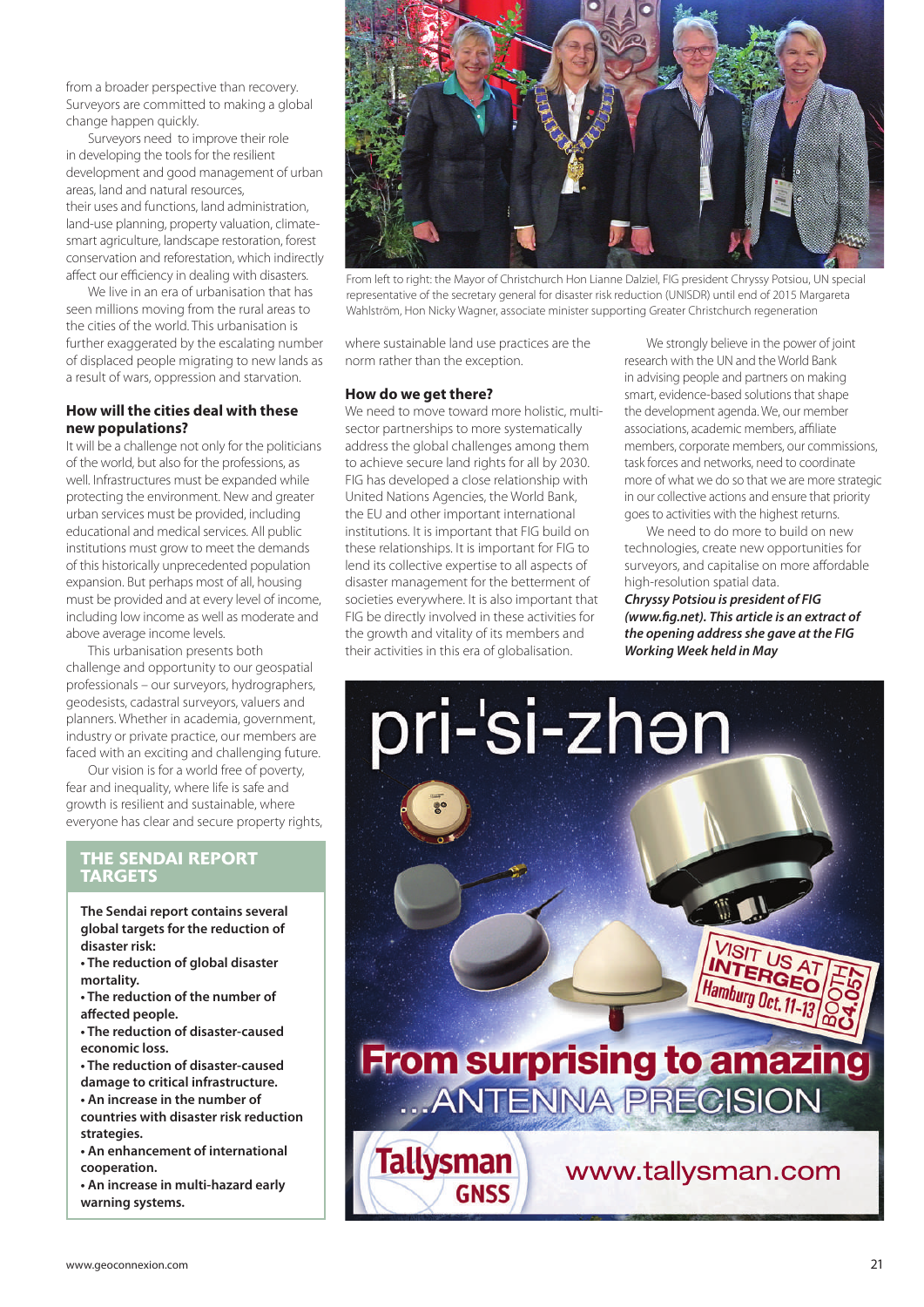from a broader perspective than recovery. Surveyors are committed to making a global change happen quickly.

Surveyors need to improve their role in developing the tools for the resilient development and good management of urban areas, land and natural resources, their uses and functions, land administration, land-use planning, property valuation, climate-smart agriculture, landscape restoration, forest conservation and reforestation, which indirectly affect our efficiency in dealing with disasters.

We live in an era of urbanisation that has seen millions moving from the rural areas to the cities of the world. This urbanisation is further exaggerated by the escalating number of displaced people migrating to new lands as a result of wars, oppression and starvation.

### How will the cities deal with these new populations?

It will be a challenge not only for the politicians of the world, but also for the professions, as well. Infrastructures must be expanded while protecting the environment. New and greater urban services must be provided, including educational and medical services. All public institutions must grow to meet the demands of this historically unprecedented population expansion. But perhaps most of all, housing must be provided and at every level of income, including low income as well as moderate and above average income levels.

This urbanisation presents both challenge and opportunity to our geospatial professionals – our surveyors, hydrographers, geodesists, cadastral surveyors, valuers and planners. Whether in academia, government, industry or private practice, our members are faced with an exciting and challenging future.

Our vision is for a world free of poverty, fear and inequality, where life is safe and growth is resilient and sustainable, where everyone has clear and secure property rights, where sustainable land use practices are the norm rather than the exception.

### How do we get there?

We need to move toward more holistic, multi-sector partnerships to more systematically address the global challenges among them to achieve secure land rights for all by 2030. FIG has developed a close relationship with United Nations Agencies, the World Bank, the EU and other important international institutions. It is important that FIG build on these relationships. It is important for FIG to lend its collective expertise to all aspects of disaster management for the betterment of societies everywhere. It is also important that FIG be directly involved in these activities for the growth and vitality of its members and their activities in this era of globalisation.

We strongly believe in the power of joint research with the UN and the World Bank in advising people and partners on making smart, evidence-based solutions that shape the development agenda. We, our member associations, academic members, affiliate members, corporate members, our commissions, task forces and networks, need to coordinate more of what we do so that we are more strategic in our collective actions and ensure that priority goes to activities with the highest returns.

We need to do more to build on new technologies, create new opportunities for surveyors, and capitalise on more affordable high-resolution spatial data.

***Chryssy Potsiou is president of FIG (www.fig.net). This article is an extract of the opening address she gave at the FIG Working Week held in May***

From left to right: the Mayor of Christchurch Hon Lianne Dalziel, FIG president Chryssy Potsiou, UN special representative of the secretary general for disaster risk reduction (UNISDR) until end of 2015 Margareta Wahlström, Hon Nicky Wagner, associate minister supporting Greater Christchurch regeneration

### THE SENDAI REPORT TARGETS

**The Sendai report contains several global targets for the reduction of disaster risk:**

- **The reduction of global disaster mortality.**
- **The reduction of the number of affected people.**
- **The reduction of disaster-caused economic loss.**
- **The reduction of disaster-caused damage to critical infrastructure.**
- **An increase in the number of countries with disaster risk reduction strategies.**
- **An enhancement of international cooperation.**
- **An increase in multi-hazard early warning systems.**

pri-'si-zhən

VISIT US AT INTERGEO Hamburg Oct. 11-13 BOOTH C4.057

From surprising to amazing ...ANTENNA PRECISION

Tallysman GNSS

www.tallysman.com